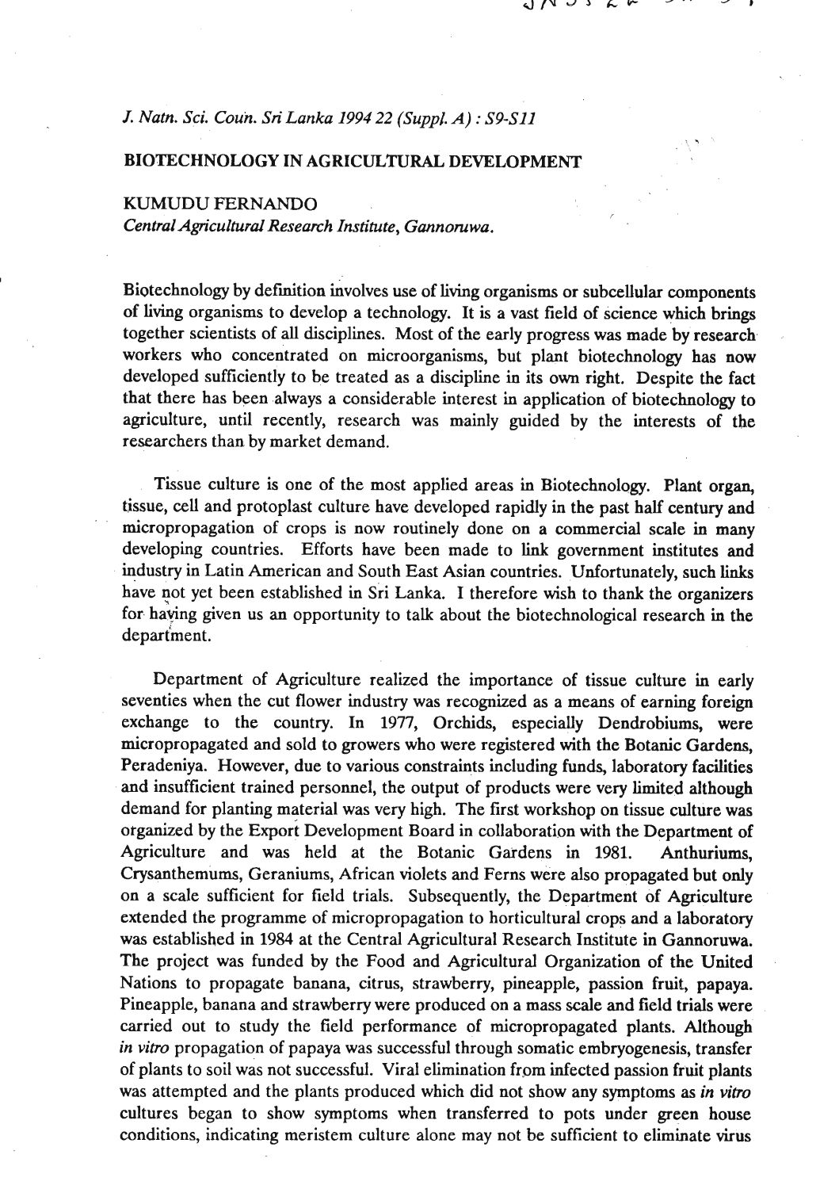# BIOTECHNOLOGY IN AGRICULTURAL DEVELOPMENT

**KUMUDU FERNANDO**
*Central Agricultural Research Institute, Gannoruwa.*

Biotechnology by definition involves use of living organisms or subcellular components of living organisms to develop a technology. It is a vast field of science which brings together scientists of all disciplines. Most of the early progress was made by research workers who concentrated on microorganisms, but plant biotechnology has now developed sufficiently to be treated as a discipline in its own right. Despite the fact that there has been always a considerable interest in application of biotechnology to agriculture, until recently, research was mainly guided by the interests of the researchers than by market demand.

Tissue culture is one of the most applied areas in Biotechnology. Plant organ, tissue, cell and protoplast culture have developed rapidly in the past half century and micropropagation of crops is now routinely done on a commercial scale in many developing countries. Efforts have been made to link government institutes and industry in Latin American and South East Asian countries. Unfortunately, such links have not yet been established in Sri Lanka. I therefore wish to thank the organizers for having given us an opportunity to talk about the biotechnological research in the department.

Department of Agriculture realized the importance of tissue culture in early seventies when the cut flower industry was recognized as a means of earning foreign exchange to the country. In 1977, Orchids, especially Dendrobiums, were micropropagated and sold to growers who were registered with the Botanic Gardens, Peradeniya. However, due to various constraints including funds, laboratory facilities and insufficient trained personnel, the output of products were very limited although demand for planting material was very high. The first workshop on tissue culture was organized by the Export Development Board in collaboration with the Department of Agriculture and was held at the Botanic Gardens in 1981. Anthuriums, Crysanthemums, Geraniums, African violets and Ferns were also propagated but only on a scale sufficient for field trials. Subsequently, the Department of Agriculture extended the programme of micropropagation to horticultural crops and a laboratory was established in 1984 at the Central Agricultural Research Institute in Gannoruwa. The project was funded by the Food and Agricultural Organization of the United Nations to propagate banana, citrus, strawberry, pineapple, passion fruit, papaya. Pineapple, banana and strawberry were produced on a mass scale and field trials were carried out to study the field performance of micropropagated plants. Although *in vitro* propagation of papaya was successful through somatic embryogenesis, transfer of plants to soil was not successful. Viral elimination from infected passion fruit plants was attempted and the plants produced which did not show any symptoms as *in vitro* cultures began to show symptoms when transferred to pots under green house conditions, indicating meristem culture alone may not be sufficient to eliminate virus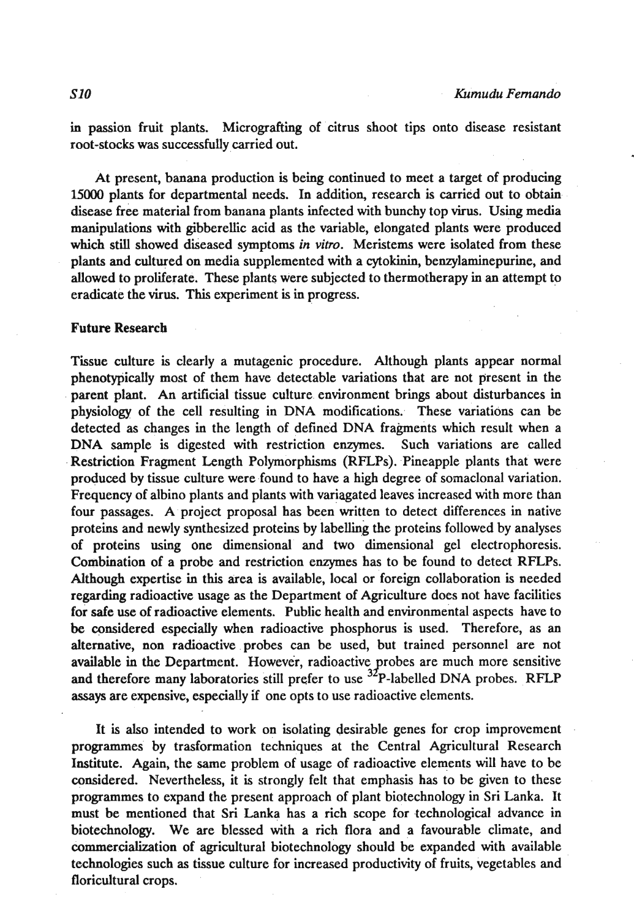in passion fruit plants. Micrografting of citrus shoot tips onto disease resistant root-stocks was successfully carried out.

At present, banana production is being continued to meet a target of producing 15000 plants for departmental needs. In addition, research is carried out to obtain disease free material from banana plants infected with bunchy top virus. Using media manipulations with gibberellic acid as the variable, elongated plants were produced which still showed diseased symptoms *in vitro*. Meristems were isolated from these plants and cultured on media supplemented with a cytokinin, benzylaminepurine, and allowed to proliferate. These plants were subjected to thermotherapy in an attempt to eradicate the virus. This experiment is in progress.

**Future Research**

Tissue culture is clearly a mutagenic procedure. Although plants appear normal phenotypically most of them have detectable variations that are not present in the parent plant. An artificial tissue culture environment brings about disturbances in physiology of the cell resulting in DNA modifications. These variations can be detected as changes in the length of defined DNA fragments which result when a DNA sample is digested with restriction enzymes. Such variations are called Restriction Fragment Length Polymorphisms (RFLPs). Pineapple plants that were produced by tissue culture were found to have a high degree of somaclonal variation. Frequency of albino plants and plants with variagated leaves increased with more than four passages. A project proposal has been written to detect differences in native proteins and newly synthesized proteins by labelling the proteins followed by analyses of proteins using one dimensional and two dimensional gel electrophoresis. Combination of a probe and restriction enzymes has to be found to detect RFLPs. Although expertise in this area is available, local or foreign collaboration is needed regarding radioactive usage as the Department of Agriculture does not have facilities for safe use of radioactive elements. Public health and environmental aspects have to be considered especially when radioactive phosphorus is used. Therefore, as an alternative, non radioactive probes can be used, but trained personnel are not available in the Department. However, radioactive probes are much more sensitive and therefore many laboratories still prefer to use $^{32}$P-labelled DNA probes. RFLP assays are expensive, especially if one opts to use radioactive elements.

It is also intended to work on isolating desirable genes for crop improvement programmes by trasformation techniques at the Central Agricultural Research Institute. Again, the same problem of usage of radioactive elements will have to be considered. Nevertheless, it is strongly felt that emphasis has to be given to these programmes to expand the present approach of plant biotechnology in Sri Lanka. It must be mentioned that Sri Lanka has a rich scope for technological advance in biotechnology. We are blessed with a rich flora and a favourable climate, and commercialization of agricultural biotechnology should be expanded with available technologies such as tissue culture for increased productivity of fruits, vegetables and floricultural crops.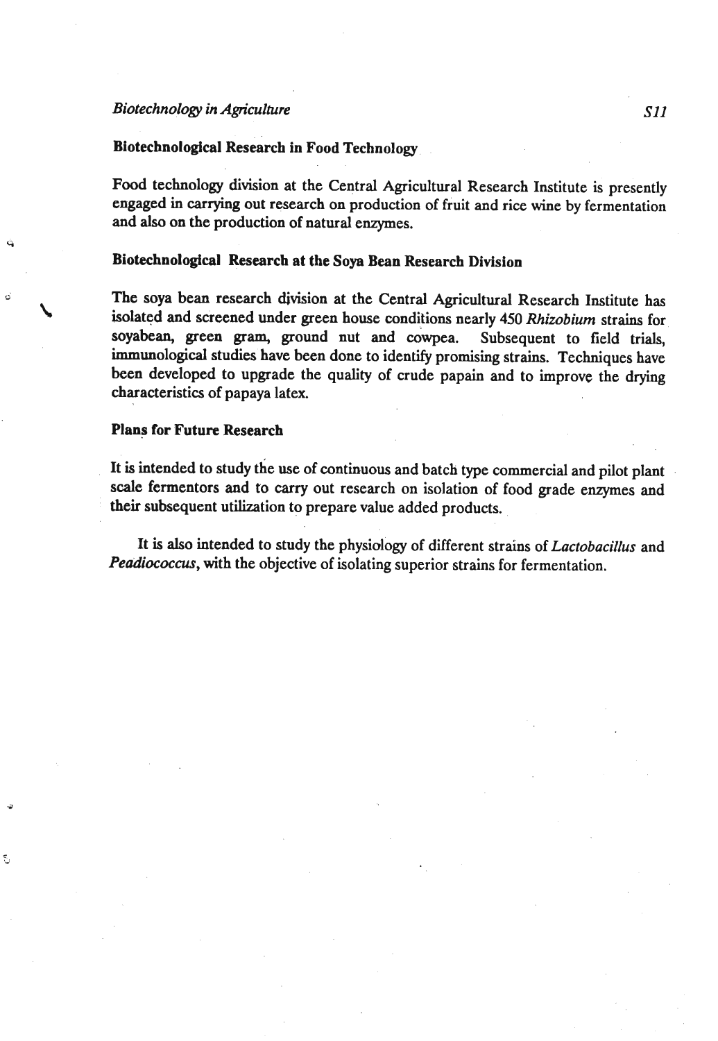## Biotechnological Research in Food Technology

Food technology division at the Central Agricultural Research Institute is presently engaged in carrying out research on production of fruit and rice wine by fermentation and also on the production of natural enzymes.

## Biotechnological Research at the Soya Bean Research Division

The soya bean research division at the Central Agricultural Research Institute has isolated and screened under green house conditions nearly 450 *Rhizobium* strains for soyabean, green gram, ground nut and cowpea. Subsequent to field trials, immunological studies have been done to identify promising strains. Techniques have been developed to upgrade the quality of crude papain and to improve the drying characteristics of papaya latex.

## Plans for Future Research

It is intended to study the use of continuous and batch type commercial and pilot plant scale fermentors and to carry out research on isolation of food grade enzymes and their subsequent utilization to prepare value added products.

It is also intended to study the physiology of different strains of *Lactobacillus* and *Peadiococcus*, with the objective of isolating superior strains for fermentation.